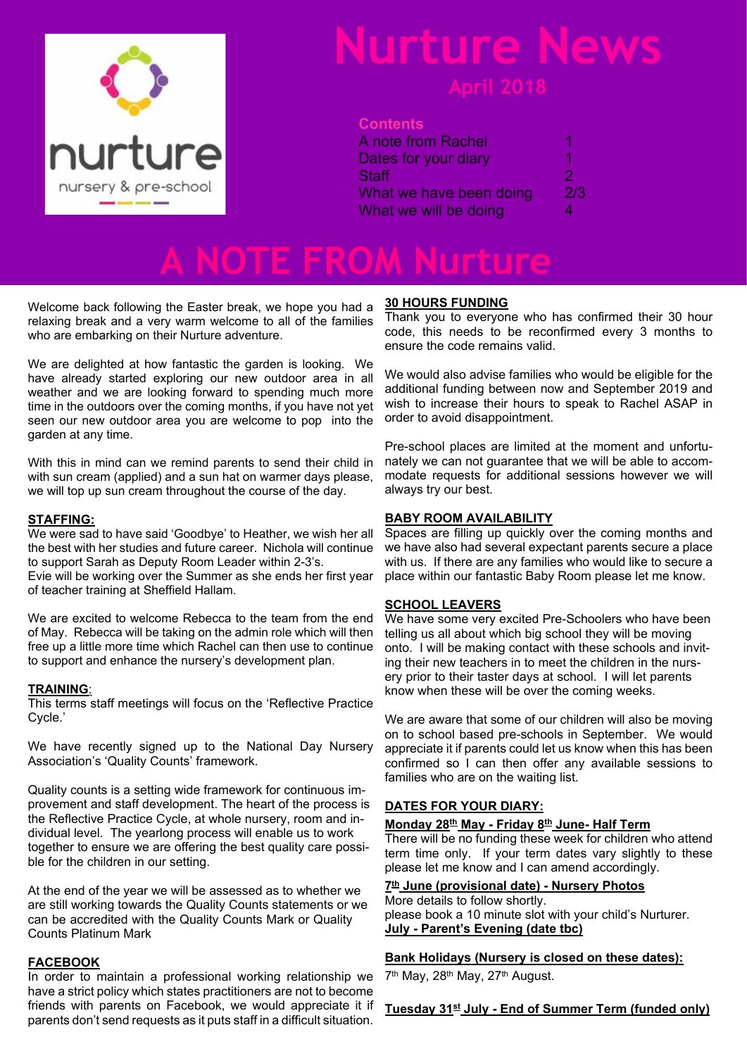# Nurture News

## April 2018

nurture nursery & pre-school

**Contents**

| | |
|---|---|
| A note from Rachel | 1 |
| Dates for your diary | 1 |
| Staff | 2 |
| What we have been doing | 2/3 |
| What we will be doing | 4 |

# A NOTE FROM Nurture

Welcome back following the Easter break, we hope you had a relaxing break and a very warm welcome to all of the families who are embarking on their Nurture adventure.

We are delighted at how fantastic the garden is looking. We have already started exploring our new outdoor area in all weather and we are looking forward to spending much more time in the outdoors over the coming months, if you have not yet seen our new outdoor area you are welcome to pop into the garden at any time.

With this in mind can we remind parents to send their child in with sun cream (applied) and a sun hat on warmer days please, we will top up sun cream throughout the course of the day.

**STAFFING:**

We were sad to have said 'Goodbye' to Heather, we wish her all the best with her studies and future career. Nichola will continue to support Sarah as Deputy Room Leader within 2-3's.
Evie will be working over the Summer as she ends her first year of teacher training at Sheffield Hallam.

We are excited to welcome Rebecca to the team from the end of May. Rebecca will be taking on the admin role which will then free up a little more time which Rachel can then use to continue to support and enhance the nursery's development plan.

**TRAINING:**

This terms staff meetings will focus on the 'Reflective Practice Cycle.'

We have recently signed up to the National Day Nursery Association's 'Quality Counts' framework.

Quality counts is a setting wide framework for continuous improvement and staff development. The heart of the process is the Reflective Practice Cycle, at whole nursery, room and individual level. The yearlong process will enable us to work together to ensure we are offering the best quality care possible for the children in our setting.

At the end of the year we will be assessed as to whether we are still working towards the Quality Counts statements or we can be accredited with the Quality Counts Mark or Quality Counts Platinum Mark

**FACEBOOK**

In order to maintain a professional working relationship we have a strict policy which states practitioners are not to become friends with parents on Facebook, we would appreciate it if parents don't send requests as it puts staff in a difficult situation.

**30 HOURS FUNDING**

Thank you to everyone who has confirmed their 30 hour code, this needs to be reconfirmed every 3 months to ensure the code remains valid.

We would also advise families who would be eligible for the additional funding between now and September 2019 and wish to increase their hours to speak to Rachel ASAP in order to avoid disappointment.

Pre-school places are limited at the moment and unfortunately we can not guarantee that we will be able to accommodate requests for additional sessions however we will always try our best.

**BABY ROOM AVAILABILITY**

Spaces are filling up quickly over the coming months and we have also had several expectant parents secure a place with us. If there are any families who would like to secure a place within our fantastic Baby Room please let me know.

**SCHOOL LEAVERS**

We have some very excited Pre-Schoolers who have been telling us all about which big school they will be moving onto. I will be making contact with these schools and inviting their new teachers in to meet the children in the nursery prior to their taster days at school. I will let parents know when these will be over the coming weeks.

We are aware that some of our children will also be moving on to school based pre-schools in September. We would appreciate it if parents could let us know when this has been confirmed so I can then offer any available sessions to families who are on the waiting list.

**DATES FOR YOUR DIARY:**

**Monday 28th May - Friday 8th June- Half Term**

There will be no funding these week for children who attend term time only. If your term dates vary slightly to these please let me know and I can amend accordingly.

**7th June (provisional date) - Nursery Photos**

More details to follow shortly.
please book a 10 minute slot with your child's Nurturer.

**July - Parent's Evening (date tbc)**

**Bank Holidays (Nursery is closed on these dates):**

7th May, 28th May, 27th August.

**Tuesday 31st July - End of Summer Term (funded only)**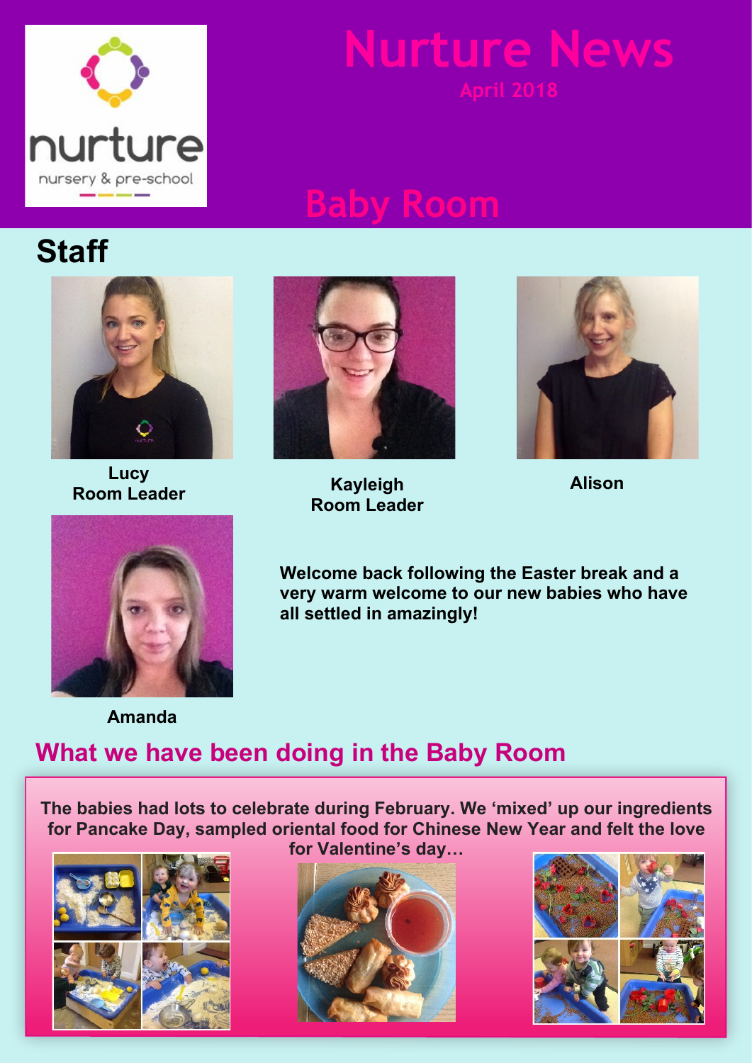# Nurture News

April 2018

## Baby Room

## Staff

**Lucy**
**Room Leader**

**Kayleigh**
**Room Leader**

**Alison**

**Amanda**

**Welcome back following the Easter break and a very warm welcome to our new babies who have all settled in amazingly!**

## What we have been doing in the Baby Room

**The babies had lots to celebrate during February. We 'mixed' up our ingredients for Pancake Day, sampled oriental food for Chinese New Year and felt the love for Valentine's day…**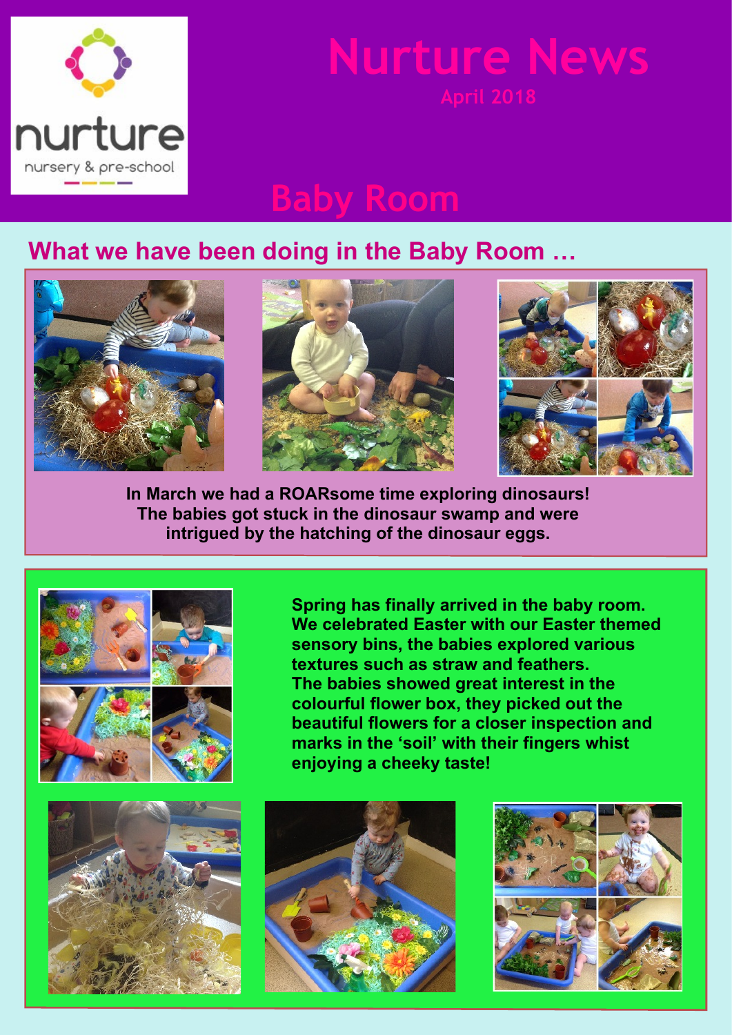nurture

nursery & pre-school

# Nurture News

April 2018

## Baby Room

### What we have been doing in the Baby Room …

**In March we had a ROARsome time exploring dinosaurs! The babies got stuck in the dinosaur swamp and were intrigued by the hatching of the dinosaur eggs.**

**Spring has finally arrived in the baby room. We celebrated Easter with our Easter themed sensory bins, the babies explored various textures such as straw and feathers. The babies showed great interest in the colourful flower box, they picked out the beautiful flowers for a closer inspection and marks in the 'soil' with their fingers whist enjoying a cheeky taste!**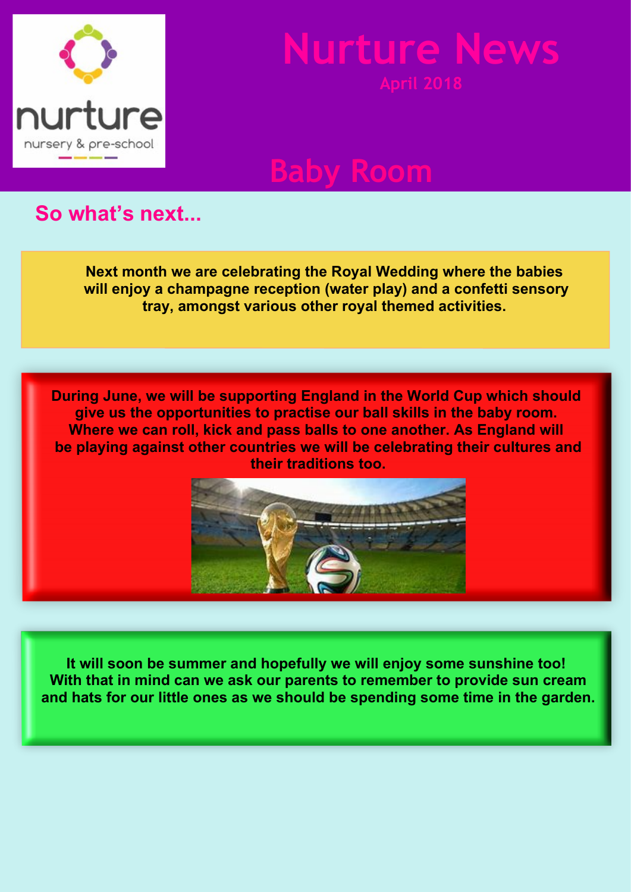nurture

nursery & pre-school

# Nurture News

April 2018

## Baby Room

### So what's next...

**Next month we are celebrating the Royal Wedding where the babies will enjoy a champagne reception (water play) and a confetti sensory tray, amongst various other royal themed activities.**

**During June, we will be supporting England in the World Cup which should give us the opportunities to practise our ball skills in the baby room. Where we can roll, kick and pass balls to one another. As England will be playing against other countries we will be celebrating their cultures and their traditions too.**

**It will soon be summer and hopefully we will enjoy some sunshine too! With that in mind can we ask our parents to remember to provide sun cream and hats for our little ones as we should be spending some time in the garden.**